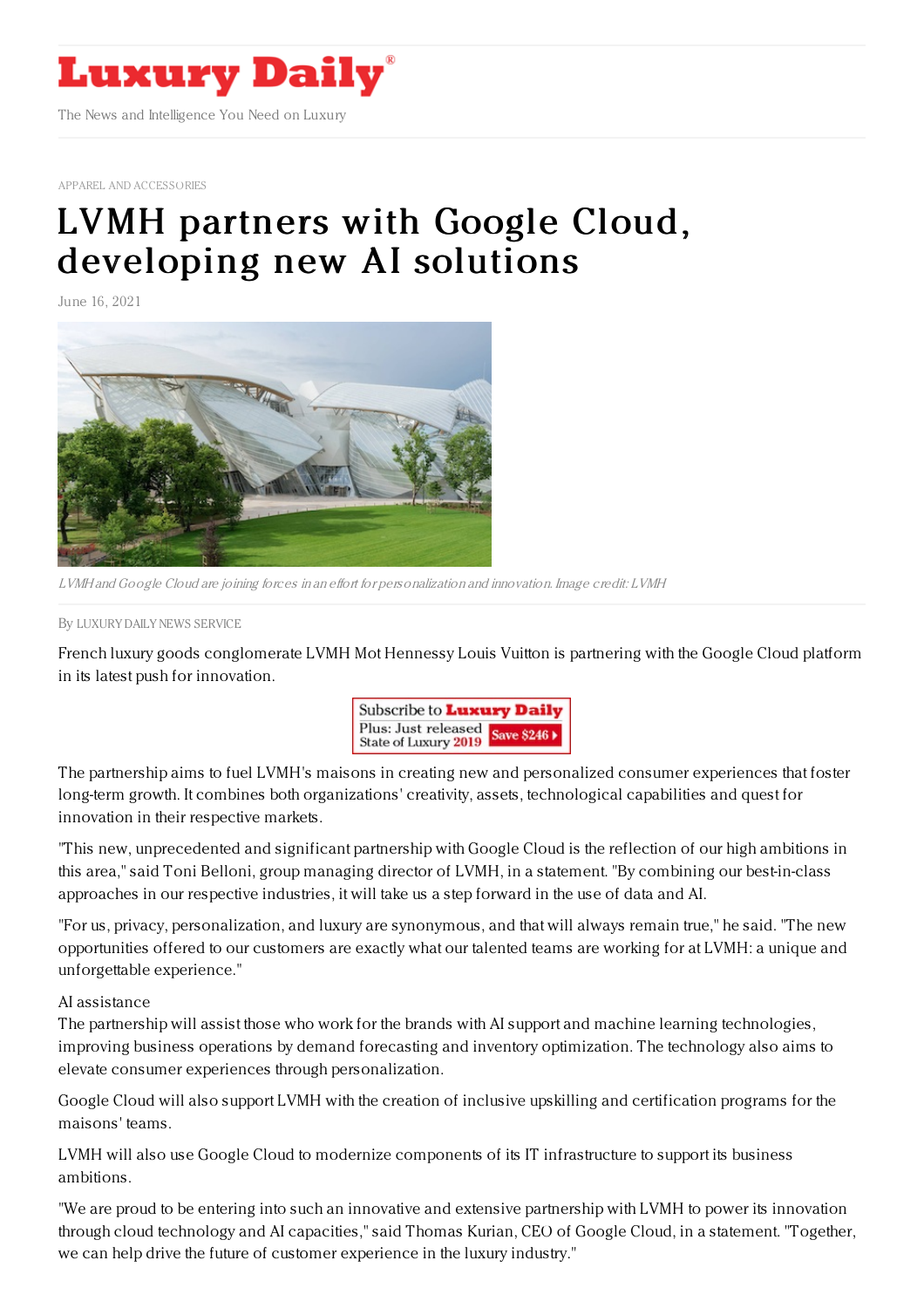# Luxury Daily

The News and Intelligence You Need on Luxury

APPAREL AND ACCESSORIES

# LVMH partners with Google Cloud, developing new AI solutions

June 16, 2021

*LVMH and Google Cloud are joining forces in an effort for personalization and innovation. Image credit: LVMH*

By LUXURY DAILY NEWS SERVICE

French luxury goods conglomerate LVMH Mot Hennessy Louis Vuitton is partnering with the Google Cloud platform in its latest push for innovation.

The partnership aims to fuel LVMH's maisons in creating new and personalized consumer experiences that foster long-term growth. It combines both organizations' creativity, assets, technological capabilities and quest for innovation in their respective markets.

"This new, unprecedented and significant partnership with Google Cloud is the reflection of our high ambitions in this area," said Toni Belloni, group managing director of LVMH, in a statement. "By combining our best-in-class approaches in our respective industries, it will take us a step forward in the use of data and AI.

"For us, privacy, personalization, and luxury are synonymous, and that will always remain true," he said. "The new opportunities offered to our customers are exactly what our talented teams are working for at LVMH: a unique and unforgettable experience."

## AI assistance

The partnership will assist those who work for the brands with AI support and machine learning technologies, improving business operations by demand forecasting and inventory optimization. The technology also aims to elevate consumer experiences through personalization.

Google Cloud will also support LVMH with the creation of inclusive upskilling and certification programs for the maisons' teams.

LVMH will also use Google Cloud to modernize components of its IT infrastructure to support its business ambitions.

"We are proud to be entering into such an innovative and extensive partnership with LVMH to power its innovation through cloud technology and AI capacities," said Thomas Kurian, CEO of Google Cloud, in a statement. "Together, we can help drive the future of customer experience in the luxury industry."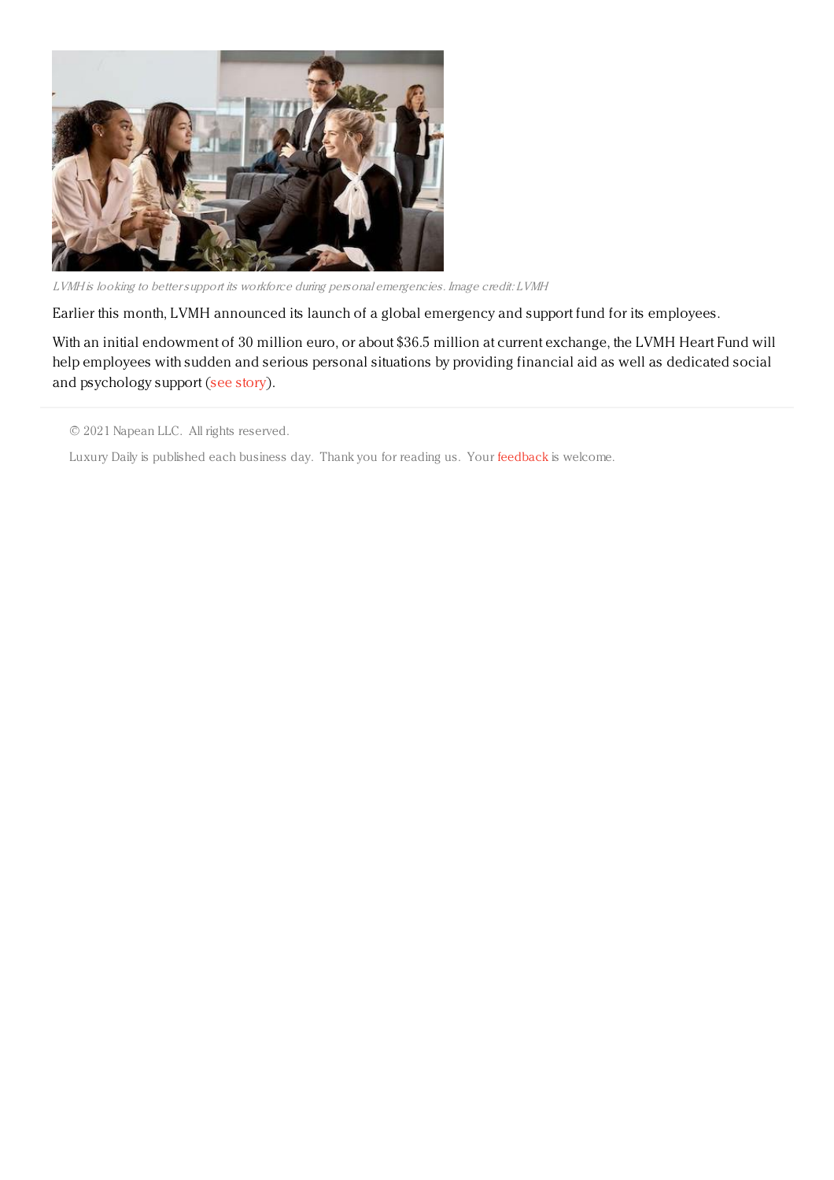*LVMH is looking to better support its workforce during personal emergencies. Image credit: LVMH*

Earlier this month, LVMH announced its launch of a global emergency and support fund for its employees.

With an initial endowment of 30 million euro, or about $36.5 million at current exchange, the LVMH Heart Fund will help employees with sudden and serious personal situations by providing financial aid as well as dedicated social and psychology support (see story).

© 2021 Napean LLC. All rights reserved.

Luxury Daily is published each business day. Thank you for reading us. Your feedback is welcome.